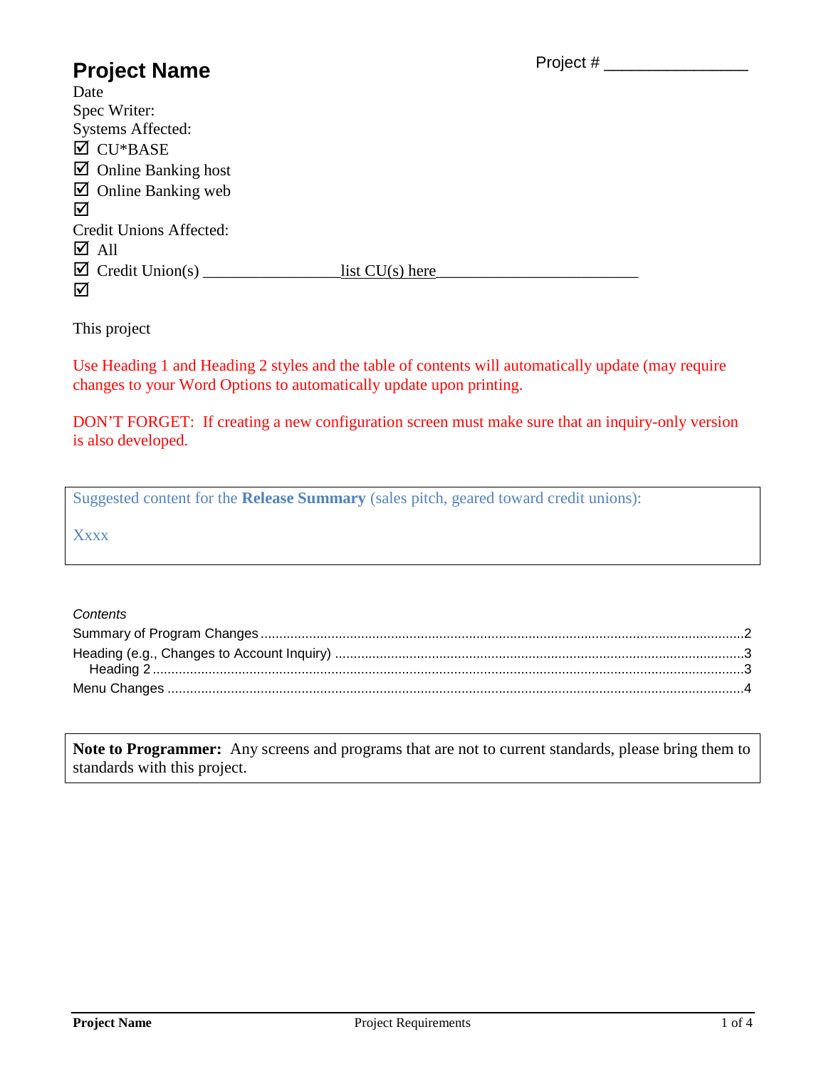# Project Name

Project # ________________

Date
Spec Writer:
Systems Affected:

- ☑ CU*BASE
- ☑ Online Banking host
- ☑ Online Banking web
- ☑

Credit Unions Affected:

- ☑ All
- ☑ Credit Union(s) _________________list CU(s) here_________________________
- ☑

This project

Use Heading 1 and Heading 2 styles and the table of contents will automatically update (may require changes to your Word Options to automatically update upon printing.

DON'T FORGET: If creating a new configuration screen must make sure that an inquiry-only version is also developed.

> Suggested content for the **Release Summary** (sales pitch, geared toward credit unions):
>
> Xxxx

*Contents*

Summary of Program Changes ........................................ 2
Heading (e.g., Changes to Account Inquiry) ........................................ 3
    Heading 2 ........................................ 3
Menu Changes ........................................ 4

> **Note to Programmer:** Any screens and programs that are not to current standards, please bring them to standards with this project.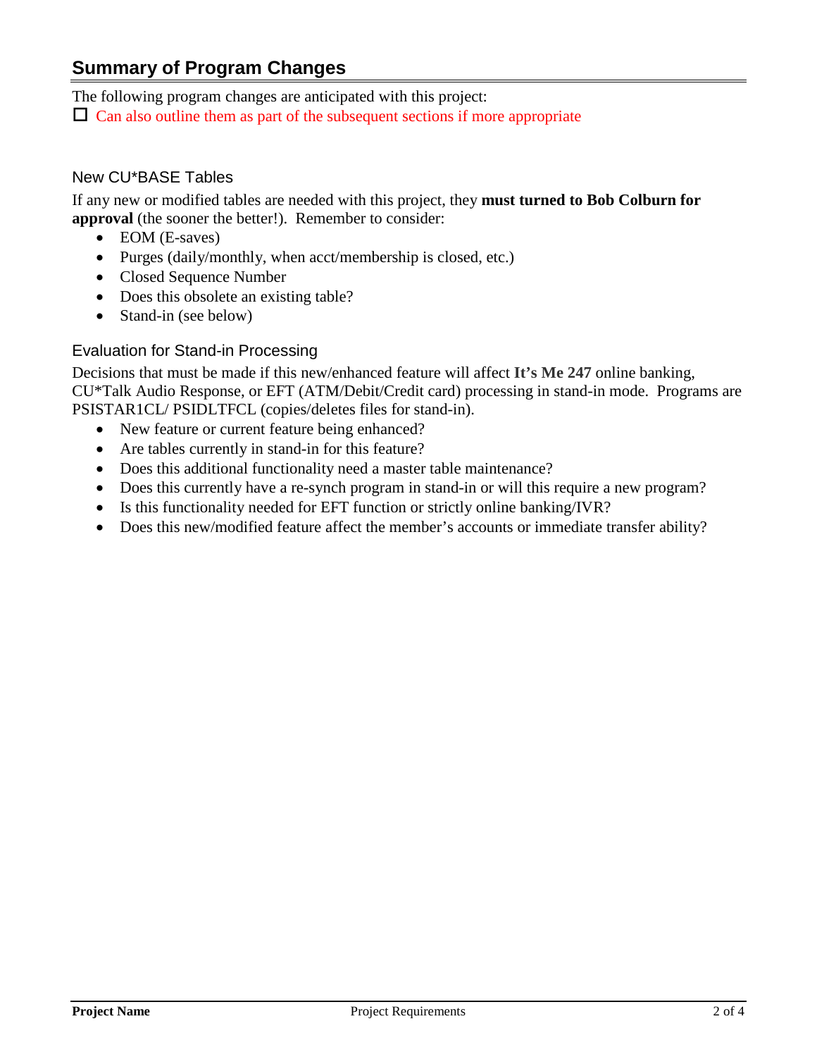## Summary of Program Changes

The following program changes are anticipated with this project:

☐ Can also outline them as part of the subsequent sections if more appropriate

### New CU*BASE Tables

If any new or modified tables are needed with this project, they **must turned to Bob Colburn for approval** (the sooner the better!). Remember to consider:

- EOM (E-saves)
- Purges (daily/monthly, when acct/membership is closed, etc.)
- Closed Sequence Number
- Does this obsolete an existing table?
- Stand-in (see below)

### Evaluation for Stand-in Processing

Decisions that must be made if this new/enhanced feature will affect **It's Me 247** online banking, CU*Talk Audio Response, or EFT (ATM/Debit/Credit card) processing in stand-in mode. Programs are PSISTAR1CL/ PSIDLTFCL (copies/deletes files for stand-in).

- New feature or current feature being enhanced?
- Are tables currently in stand-in for this feature?
- Does this additional functionality need a master table maintenance?
- Does this currently have a re-synch program in stand-in or will this require a new program?
- Is this functionality needed for EFT function or strictly online banking/IVR?
- Does this new/modified feature affect the member's accounts or immediate transfer ability?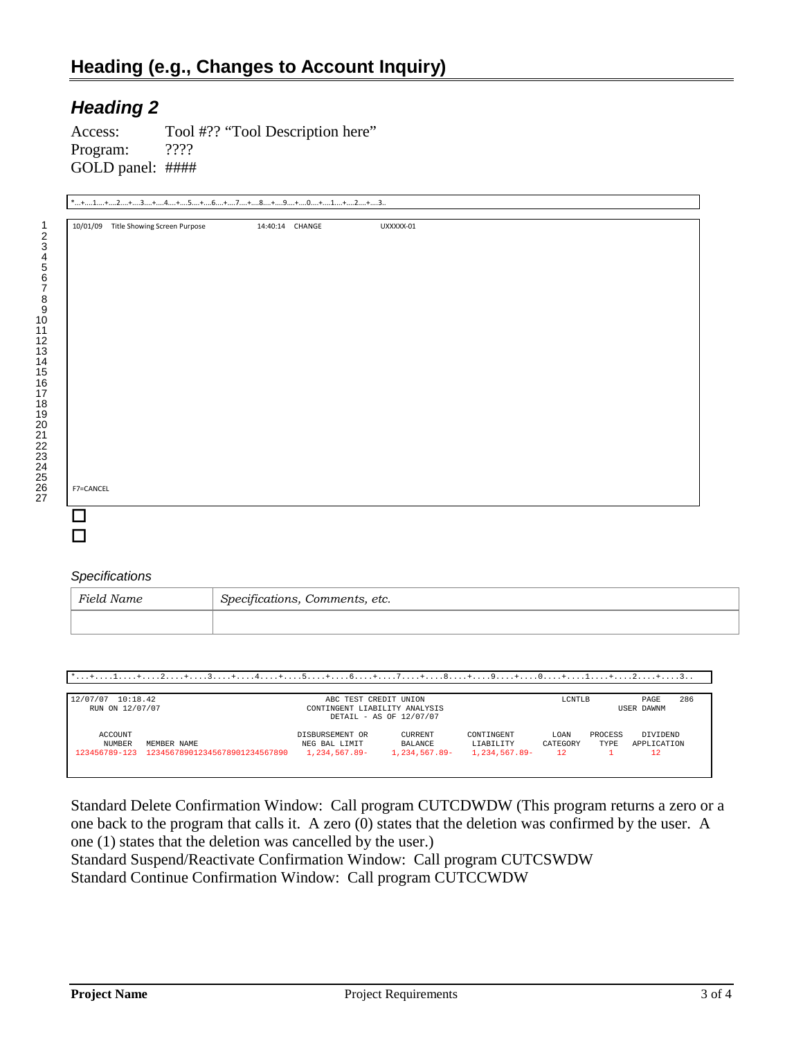# Heading (e.g., Changes to Account Inquiry)

## *Heading 2*

Access: Tool #?? "Tool Description here"
Program: ????
GOLD panel: ####

```
*...+....1....+....2....+....3....+....4....+....5....+....6....+....7....+....8....+....9....+....0....+....1....+....2....+....3..
```

```
1   10/01/09   Title Showing Screen Purpose          14:40:14   CHANGE               UXXXXX-01
2
3
4
5
6
7
8
9
10
11
12
13
14
15
16
17
18
19
20
21
22
23
24
25
26  F7=CANCEL
27
```

☐
☐

*Specifications*

| *Field Name* | *Specifications, Comments, etc.* |
|---|---|
| | |

```
*...+....1....+....2....+....3....+....4....+....5....+....6....+....7....+....8....+....9....+....0....+....1....+....2....+....3..

12/07/07  10:18.42                               ABC TEST CREDIT UNION                      LCNTLB              PAGE     286
 RUN ON 12/07/07                             CONTINGENT LIABILITY ANALYSIS                                    USER DAWNM
                                                  DETAIL - AS OF 12/07/07

   ACCOUNT                                    DISBURSEMENT OR     CURRENT     CONTINGENT      LOAN     PROCESS    DIVIDEND
   NUMBER     MEMBER NAME                      NEG BAL LIMIT      BALANCE      LIABILITY    CATEGORY     TYPE    APPLICATION
 123456789-123  123456789012345678901234567890   1,234,567.89-   1,234,567.89-  1,234,567.89-     12          1          12
```

Standard Delete Confirmation Window: Call program CUTCDWDW (This program returns a zero or a one back to the program that calls it. A zero (0) states that the deletion was confirmed by the user. A one (1) states that the deletion was cancelled by the user.)
Standard Suspend/Reactivate Confirmation Window: Call program CUTCSWDW
Standard Continue Confirmation Window: Call program CUTCCWDW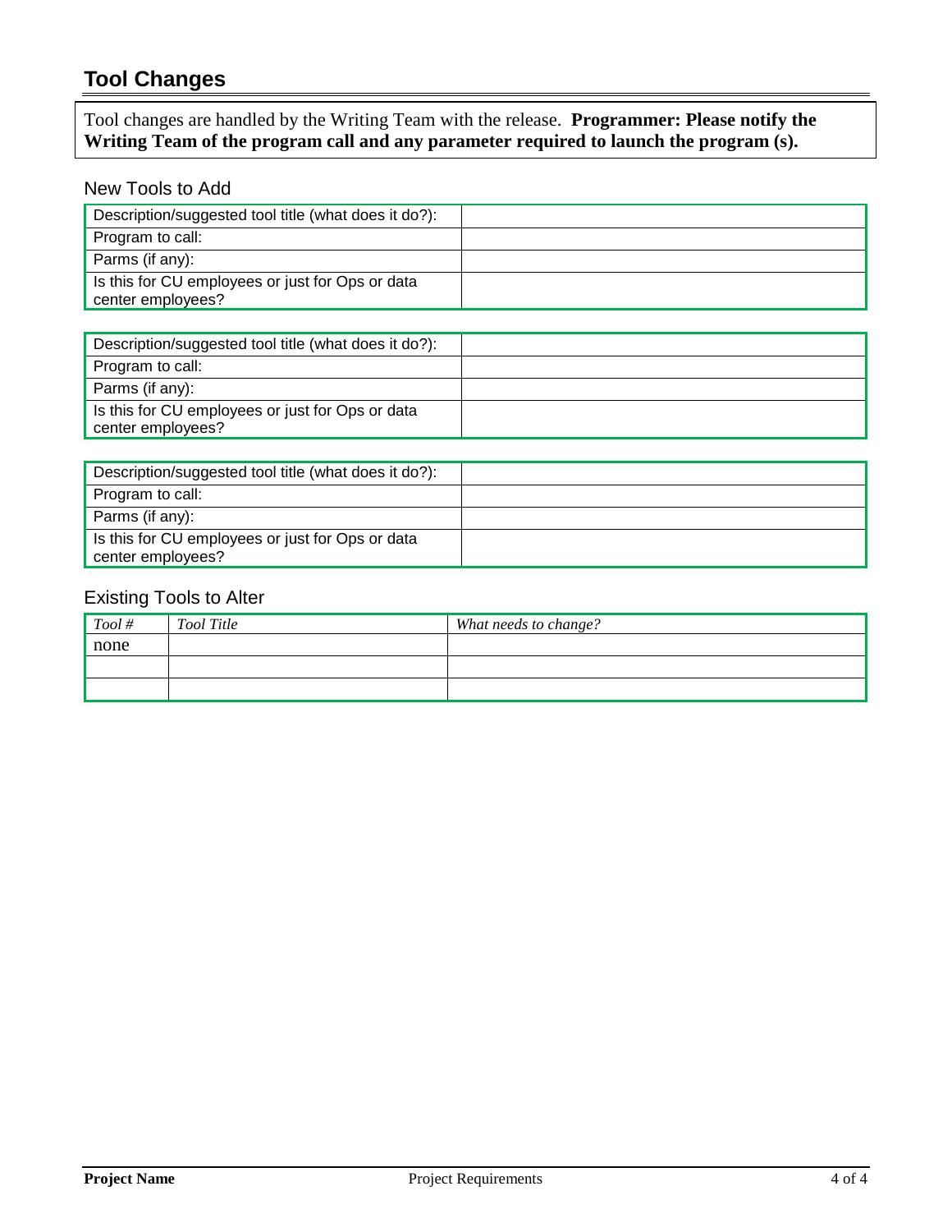## Tool Changes

Tool changes are handled by the Writing Team with the release. **Programmer: Please notify the Writing Team of the program call and any parameter required to launch the program (s).**

### New Tools to Add

| | |
|---|---|
| Description/suggested tool title (what does it do?): | |
| Program to call: | |
| Parms (if any): | |
| Is this for CU employees or just for Ops or data center employees? | |

| | |
|---|---|
| Description/suggested tool title (what does it do?): | |
| Program to call: | |
| Parms (if any): | |
| Is this for CU employees or just for Ops or data center employees? | |

| | |
|---|---|
| Description/suggested tool title (what does it do?): | |
| Program to call: | |
| Parms (if any): | |
| Is this for CU employees or just for Ops or data center employees? | |

### Existing Tools to Alter

| *Tool #* | *Tool Title* | *What needs to change?* |
|---|---|---|
| none | | |
| | | |
| | | |